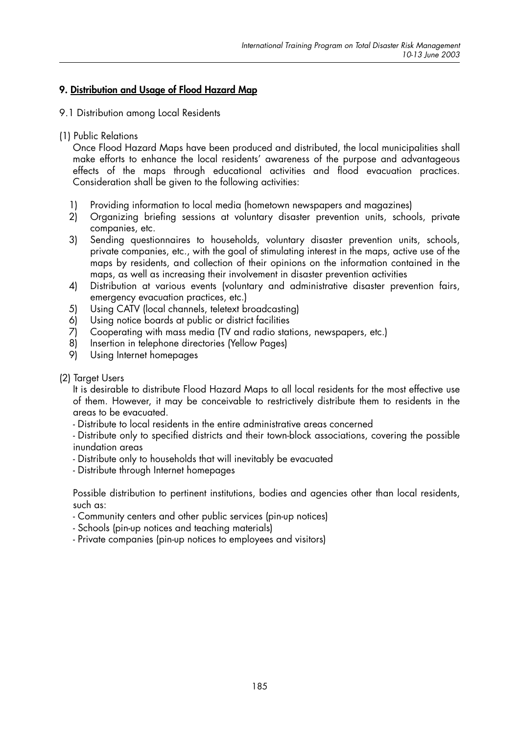## 9. Distribution and Usage of Flood Hazard Map

### 9.1 Distribution among Local Residents

(1) Public Relations

Once Flood Hazard Maps have been produced and distributed, the local municipalities shall make efforts to enhance the local residents' awareness of the purpose and advantageous effects of the maps through educational activities and flood evacuation practices. Consideration shall be given to the following activities:

1) Providing information to local media (hometown newspapers and magazines)
2) Organizing briefing sessions at voluntary disaster prevention units, schools, private companies, etc.
3) Sending questionnaires to households, voluntary disaster prevention units, schools, private companies, etc., with the goal of stimulating interest in the maps, active use of the maps by residents, and collection of their opinions on the information contained in the maps, as well as increasing their involvement in disaster prevention activities
4) Distribution at various events (voluntary and administrative disaster prevention fairs, emergency evacuation practices, etc.)
5) Using CATV (local channels, teletext broadcasting)
6) Using notice boards at public or district facilities
7) Cooperating with mass media (TV and radio stations, newspapers, etc.)
8) Insertion in telephone directories (Yellow Pages)
9) Using Internet homepages

(2) Target Users

It is desirable to distribute Flood Hazard Maps to all local residents for the most effective use of them. However, it may be conceivable to restrictively distribute them to residents in the areas to be evacuated.

- Distribute to local residents in the entire administrative areas concerned
- Distribute only to specified districts and their town-block associations, covering the possible inundation areas
- Distribute only to households that will inevitably be evacuated
- Distribute through Internet homepages

Possible distribution to pertinent institutions, bodies and agencies other than local residents, such as:

- Community centers and other public services (pin-up notices)
- Schools (pin-up notices and teaching materials)
- Private companies (pin-up notices to employees and visitors)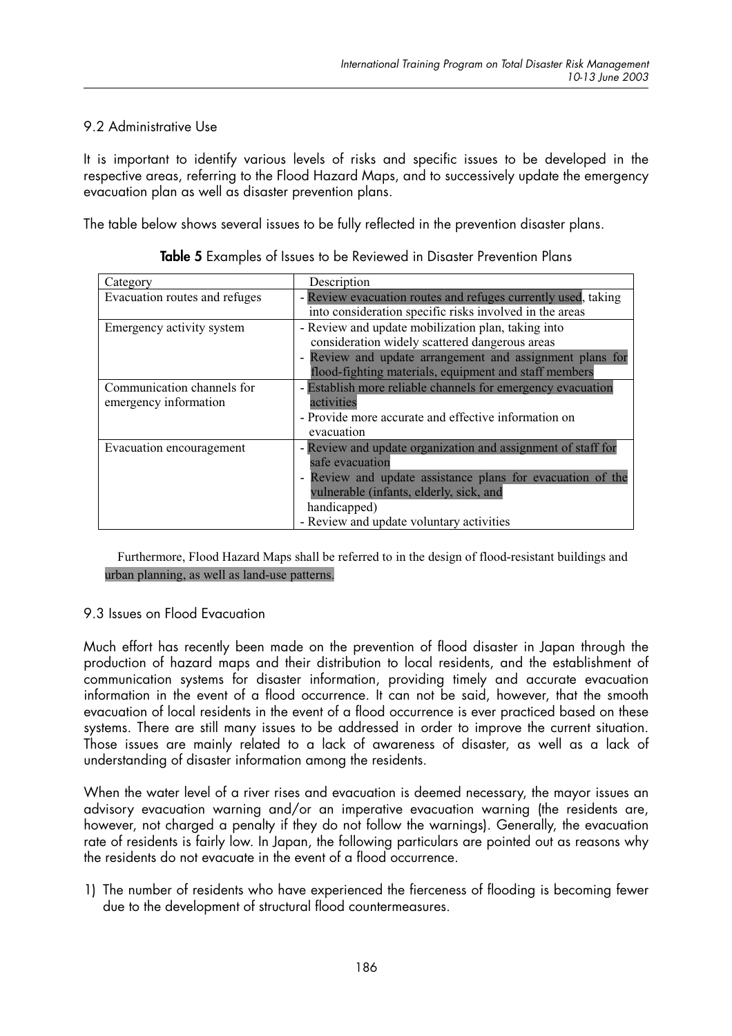## 9.2 Administrative Use

It is important to identify various levels of risks and specific issues to be developed in the respective areas, referring to the Flood Hazard Maps, and to successively update the emergency evacuation plan as well as disaster prevention plans.

The table below shows several issues to be fully reflected in the prevention disaster plans.

**Table 5** Examples of Issues to be Reviewed in Disaster Prevention Plans

| Category | Description |
|---|---|
| Evacuation routes and refuges | - Review evacuation routes and refuges currently used, taking into consideration specific risks involved in the areas |
| Emergency activity system | - Review and update mobilization plan, taking into consideration widely scattered dangerous areas<br>- Review and update arrangement and assignment plans for flood-fighting materials, equipment and staff members |
| Communication channels for emergency information | - Establish more reliable channels for emergency evacuation activities<br>- Provide more accurate and effective information on evacuation |
| Evacuation encouragement | - Review and update organization and assignment of staff for safe evacuation<br>- Review and update assistance plans for evacuation of the vulnerable (infants, elderly, sick, and handicapped)<br>- Review and update voluntary activities |

Furthermore, Flood Hazard Maps shall be referred to in the design of flood-resistant buildings and urban planning, as well as land-use patterns.

## 9.3 Issues on Flood Evacuation

Much effort has recently been made on the prevention of flood disaster in Japan through the production of hazard maps and their distribution to local residents, and the establishment of communication systems for disaster information, providing timely and accurate evacuation information in the event of a flood occurrence. It can not be said, however, that the smooth evacuation of local residents in the event of a flood occurrence is ever practiced based on these systems. There are still many issues to be addressed in order to improve the current situation. Those issues are mainly related to a lack of awareness of disaster, as well as a lack of understanding of disaster information among the residents.

When the water level of a river rises and evacuation is deemed necessary, the mayor issues an advisory evacuation warning and/or an imperative evacuation warning (the residents are, however, not charged a penalty if they do not follow the warnings). Generally, the evacuation rate of residents is fairly low. In Japan, the following particulars are pointed out as reasons why the residents do not evacuate in the event of a flood occurrence.

1) The number of residents who have experienced the fierceness of flooding is becoming fewer due to the development of structural flood countermeasures.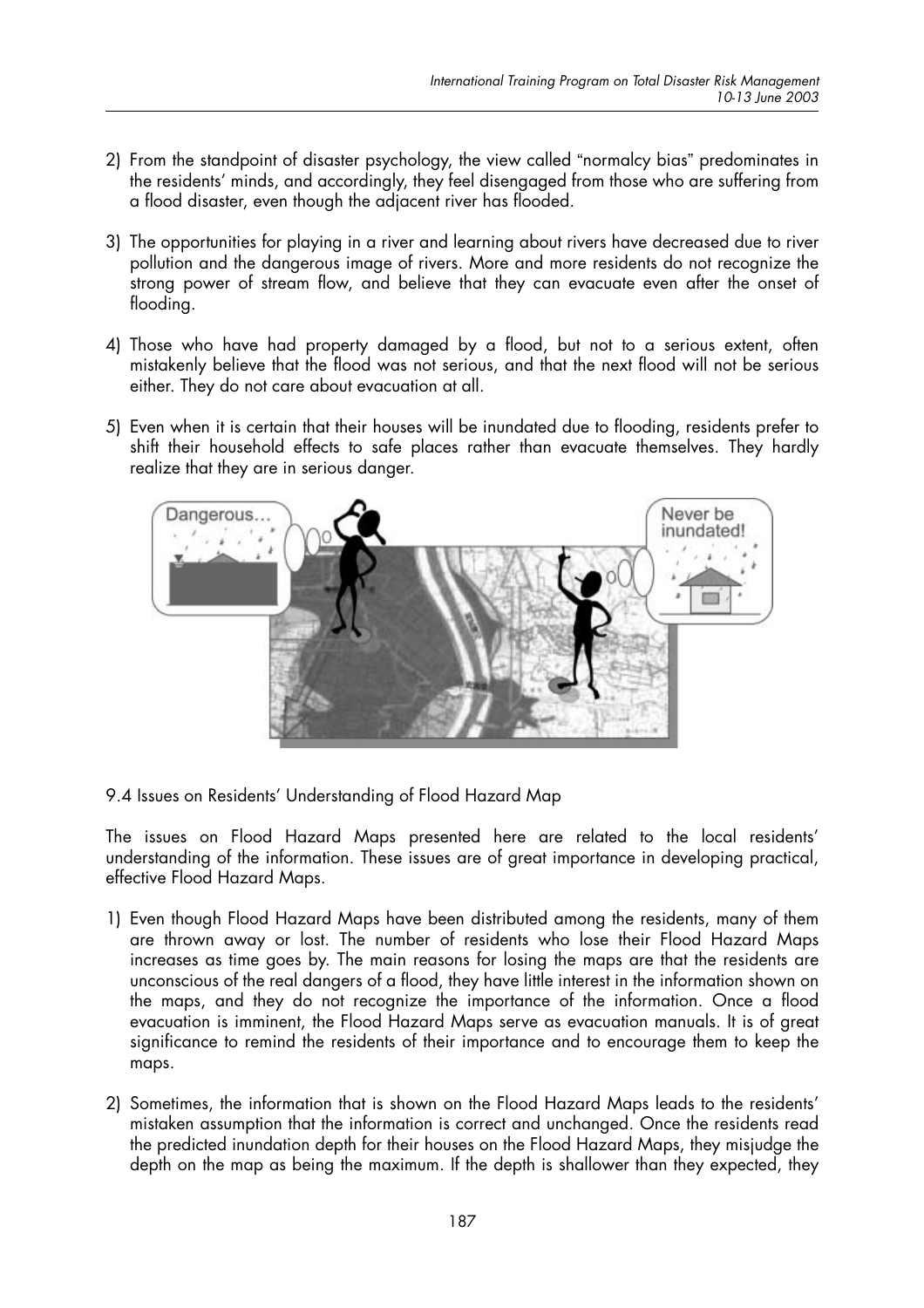2) From the standpoint of disaster psychology, the view called "normalcy bias" predominates in the residents' minds, and accordingly, they feel disengaged from those who are suffering from a flood disaster, even though the adjacent river has flooded.

3) The opportunities for playing in a river and learning about rivers have decreased due to river pollution and the dangerous image of rivers. More and more residents do not recognize the strong power of stream flow, and believe that they can evacuate even after the onset of flooding.

4) Those who have had property damaged by a flood, but not to a serious extent, often mistakenly believe that the flood was not serious, and that the next flood will not be serious either. They do not care about evacuation at all.

5) Even when it is certain that their houses will be inundated due to flooding, residents prefer to shift their household effects to safe places rather than evacuate themselves. They hardly realize that they are in serious danger.

Dangerous…

Never be inundated!

9.4 Issues on Residents' Understanding of Flood Hazard Map

The issues on Flood Hazard Maps presented here are related to the local residents' understanding of the information. These issues are of great importance in developing practical, effective Flood Hazard Maps.

1) Even though Flood Hazard Maps have been distributed among the residents, many of them are thrown away or lost. The number of residents who lose their Flood Hazard Maps increases as time goes by. The main reasons for losing the maps are that the residents are unconscious of the real dangers of a flood, they have little interest in the information shown on the maps, and they do not recognize the importance of the information. Once a flood evacuation is imminent, the Flood Hazard Maps serve as evacuation manuals. It is of great significance to remind the residents of their importance and to encourage them to keep the maps.

2) Sometimes, the information that is shown on the Flood Hazard Maps leads to the residents' mistaken assumption that the information is correct and unchanged. Once the residents read the predicted inundation depth for their houses on the Flood Hazard Maps, they misjudge the depth on the map as being the maximum. If the depth is shallower than they expected, they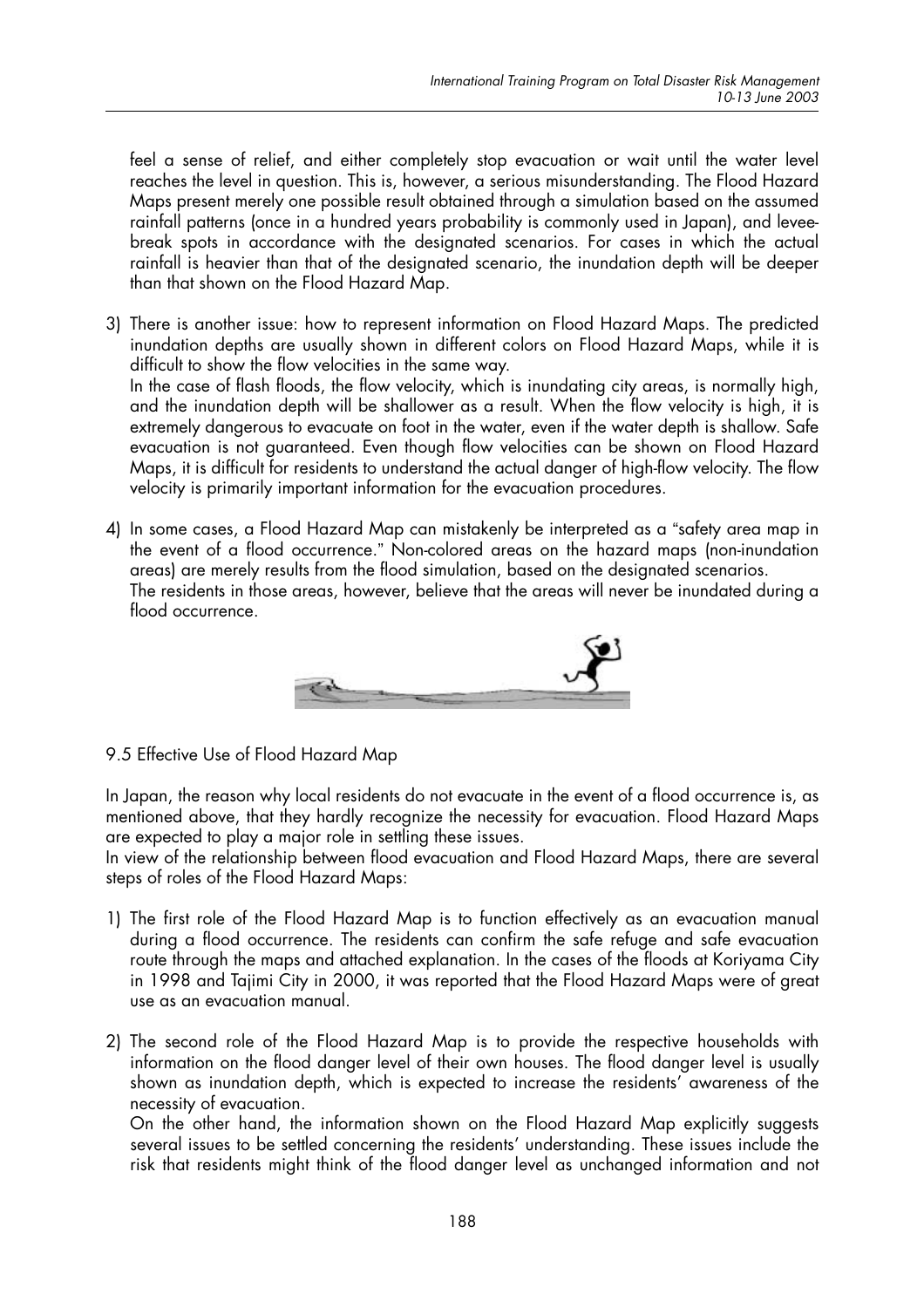feel a sense of relief, and either completely stop evacuation or wait until the water level reaches the level in question. This is, however, a serious misunderstanding. The Flood Hazard Maps present merely one possible result obtained through a simulation based on the assumed rainfall patterns (once in a hundred years probability is commonly used in Japan), and levee-break spots in accordance with the designated scenarios. For cases in which the actual rainfall is heavier than that of the designated scenario, the inundation depth will be deeper than that shown on the Flood Hazard Map.

3) There is another issue: how to represent information on Flood Hazard Maps. The predicted inundation depths are usually shown in different colors on Flood Hazard Maps, while it is difficult to show the flow velocities in the same way.
In the case of flash floods, the flow velocity, which is inundating city areas, is normally high, and the inundation depth will be shallower as a result. When the flow velocity is high, it is extremely dangerous to evacuate on foot in the water, even if the water depth is shallow. Safe evacuation is not guaranteed. Even though flow velocities can be shown on Flood Hazard Maps, it is difficult for residents to understand the actual danger of high-flow velocity. The flow velocity is primarily important information for the evacuation procedures.

4) In some cases, a Flood Hazard Map can mistakenly be interpreted as a "safety area map in the event of a flood occurrence." Non-colored areas on the hazard maps (non-inundation areas) are merely results from the flood simulation, based on the designated scenarios.
The residents in those areas, however, believe that the areas will never be inundated during a flood occurrence.

## 9.5 Effective Use of Flood Hazard Map

In Japan, the reason why local residents do not evacuate in the event of a flood occurrence is, as mentioned above, that they hardly recognize the necessity for evacuation. Flood Hazard Maps are expected to play a major role in settling these issues.
In view of the relationship between flood evacuation and Flood Hazard Maps, there are several steps of roles of the Flood Hazard Maps:

1) The first role of the Flood Hazard Map is to function effectively as an evacuation manual during a flood occurrence. The residents can confirm the safe refuge and safe evacuation route through the maps and attached explanation. In the cases of the floods at Koriyama City in 1998 and Tajimi City in 2000, it was reported that the Flood Hazard Maps were of great use as an evacuation manual.

2) The second role of the Flood Hazard Map is to provide the respective households with information on the flood danger level of their own houses. The flood danger level is usually shown as inundation depth, which is expected to increase the residents' awareness of the necessity of evacuation.
On the other hand, the information shown on the Flood Hazard Map explicitly suggests several issues to be settled concerning the residents' understanding. These issues include the risk that residents might think of the flood danger level as unchanged information and not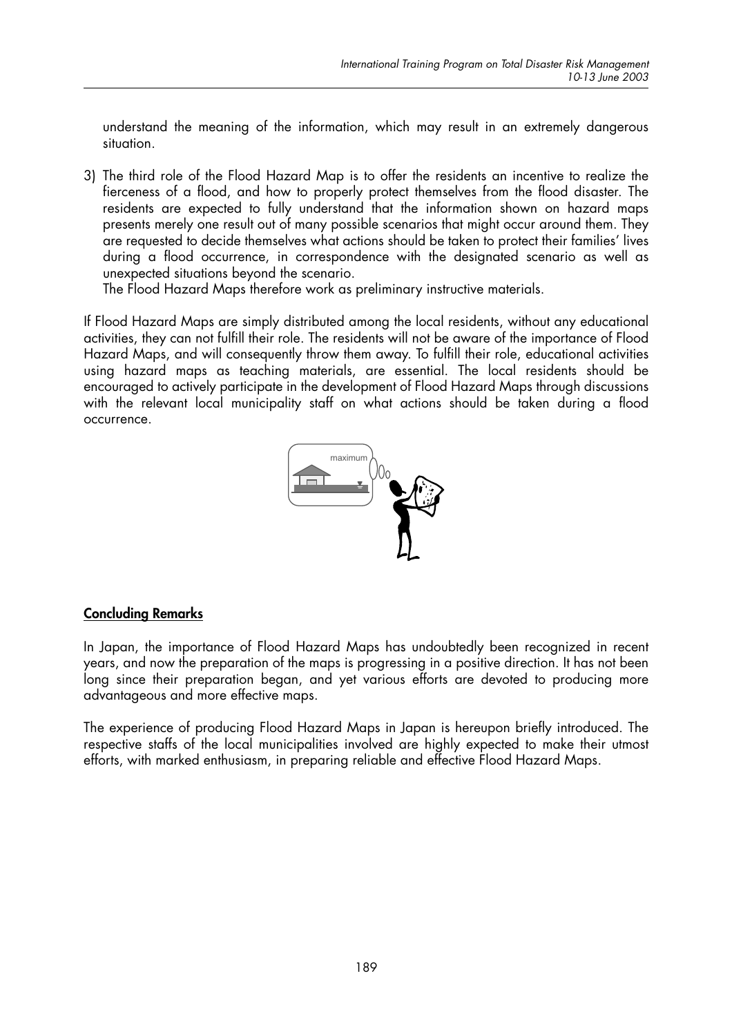understand the meaning of the information, which may result in an extremely dangerous situation.

3) The third role of the Flood Hazard Map is to offer the residents an incentive to realize the fierceness of a flood, and how to properly protect themselves from the flood disaster. The residents are expected to fully understand that the information shown on hazard maps presents merely one result out of many possible scenarios that might occur around them. They are requested to decide themselves what actions should be taken to protect their families' lives during a flood occurrence, in correspondence with the designated scenario as well as unexpected situations beyond the scenario.
   The Flood Hazard Maps therefore work as preliminary instructive materials.

If Flood Hazard Maps are simply distributed among the local residents, without any educational activities, they can not fulfill their role. The residents will not be aware of the importance of Flood Hazard Maps, and will consequently throw them away. To fulfill their role, educational activities using hazard maps as teaching materials, are essential. The local residents should be encouraged to actively participate in the development of Flood Hazard Maps through discussions with the relevant local municipality staff on what actions should be taken during a flood occurrence.

maximum

## Concluding Remarks

In Japan, the importance of Flood Hazard Maps has undoubtedly been recognized in recent years, and now the preparation of the maps is progressing in a positive direction. It has not been long since their preparation began, and yet various efforts are devoted to producing more advantageous and more effective maps.

The experience of producing Flood Hazard Maps in Japan is hereupon briefly introduced. The respective staffs of the local municipalities involved are highly expected to make their utmost efforts, with marked enthusiasm, in preparing reliable and effective Flood Hazard Maps.